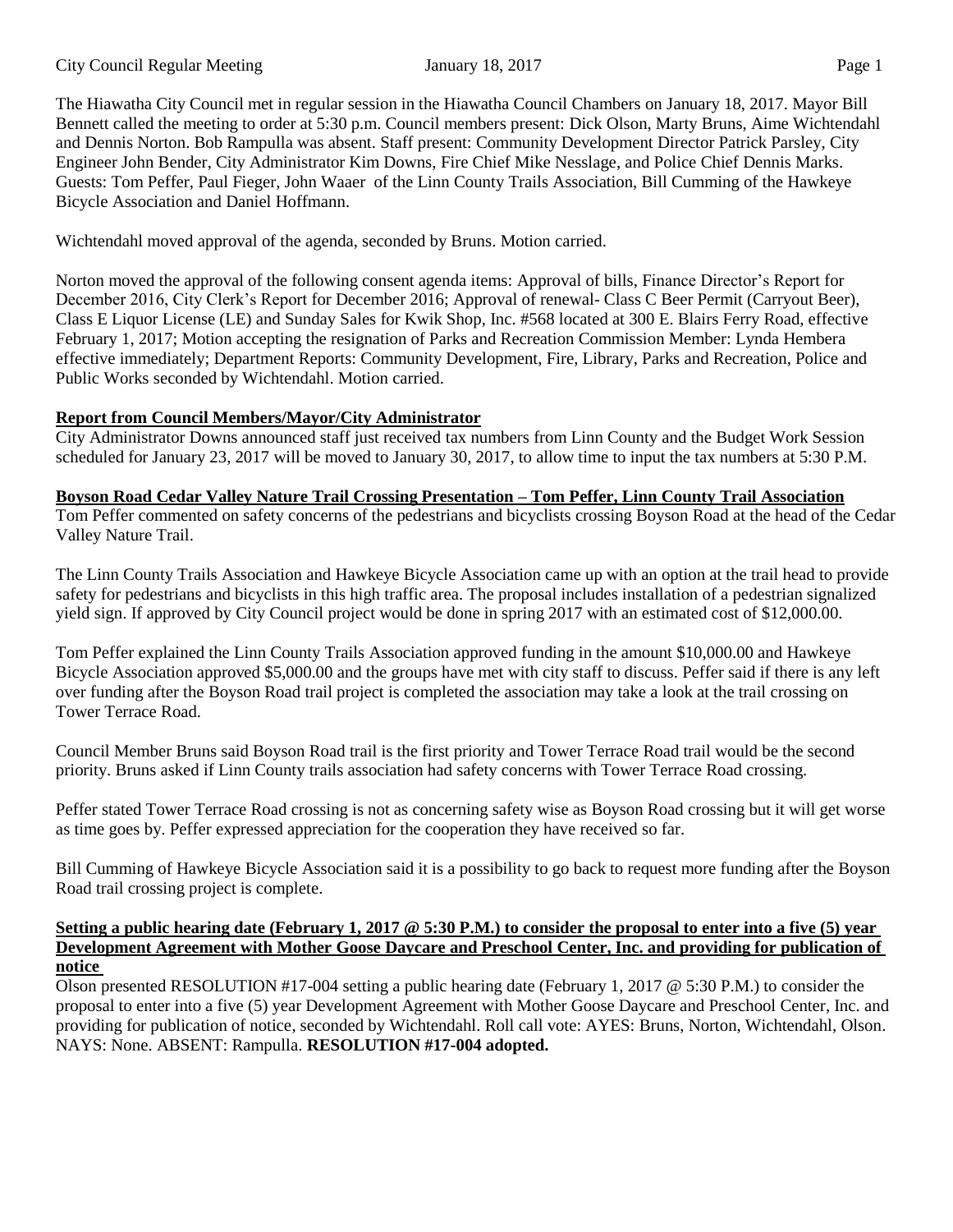The Hiawatha City Council met in regular session in the Hiawatha Council Chambers on January 18, 2017. Mayor Bill Bennett called the meeting to order at 5:30 p.m. Council members present: Dick Olson, Marty Bruns, Aime Wichtendahl and Dennis Norton. Bob Rampulla was absent. Staff present: Community Development Director Patrick Parsley, City Engineer John Bender, City Administrator Kim Downs, Fire Chief Mike Nesslage, and Police Chief Dennis Marks. Guests: Tom Peffer, Paul Fieger, John Waaer of the Linn County Trails Association, Bill Cumming of the Hawkeye Bicycle Association and Daniel Hoffmann.

Wichtendahl moved approval of the agenda, seconded by Bruns. Motion carried.

Norton moved the approval of the following consent agenda items: Approval of bills, Finance Director's Report for December 2016, City Clerk's Report for December 2016; Approval of renewal- Class C Beer Permit (Carryout Beer), Class E Liquor License (LE) and Sunday Sales for Kwik Shop, Inc. #568 located at 300 E. Blairs Ferry Road, effective February 1, 2017; Motion accepting the resignation of Parks and Recreation Commission Member: Lynda Hembera effective immediately; Department Reports: Community Development, Fire, Library, Parks and Recreation, Police and Public Works seconded by Wichtendahl. Motion carried.

**Report from Council Members/Mayor/City Administrator**

City Administrator Downs announced staff just received tax numbers from Linn County and the Budget Work Session scheduled for January 23, 2017 will be moved to January 30, 2017, to allow time to input the tax numbers at 5:30 P.M.

**Boyson Road Cedar Valley Nature Trail Crossing Presentation – Tom Peffer, Linn County Trail Association**

Tom Peffer commented on safety concerns of the pedestrians and bicyclists crossing Boyson Road at the head of the Cedar Valley Nature Trail.

The Linn County Trails Association and Hawkeye Bicycle Association came up with an option at the trail head to provide safety for pedestrians and bicyclists in this high traffic area. The proposal includes installation of a pedestrian signalized yield sign. If approved by City Council project would be done in spring 2017 with an estimated cost of $12,000.00.

Tom Peffer explained the Linn County Trails Association approved funding in the amount $10,000.00 and Hawkeye Bicycle Association approved $5,000.00 and the groups have met with city staff to discuss. Peffer said if there is any left over funding after the Boyson Road trail project is completed the association may take a look at the trail crossing on Tower Terrace Road.

Council Member Bruns said Boyson Road trail is the first priority and Tower Terrace Road trail would be the second priority. Bruns asked if Linn County trails association had safety concerns with Tower Terrace Road crossing.

Peffer stated Tower Terrace Road crossing is not as concerning safety wise as Boyson Road crossing but it will get worse as time goes by. Peffer expressed appreciation for the cooperation they have received so far.

Bill Cumming of Hawkeye Bicycle Association said it is a possibility to go back to request more funding after the Boyson Road trail crossing project is complete.

**Setting a public hearing date (February 1, 2017 @ 5:30 P.M.) to consider the proposal to enter into a five (5) year Development Agreement with Mother Goose Daycare and Preschool Center, Inc. and providing for publication of notice**

Olson presented RESOLUTION #17-004 setting a public hearing date (February 1, 2017 @ 5:30 P.M.) to consider the proposal to enter into a five (5) year Development Agreement with Mother Goose Daycare and Preschool Center, Inc. and providing for publication of notice, seconded by Wichtendahl. Roll call vote: AYES: Bruns, Norton, Wichtendahl, Olson. NAYS: None. ABSENT: Rampulla. **RESOLUTION #17-004 adopted.**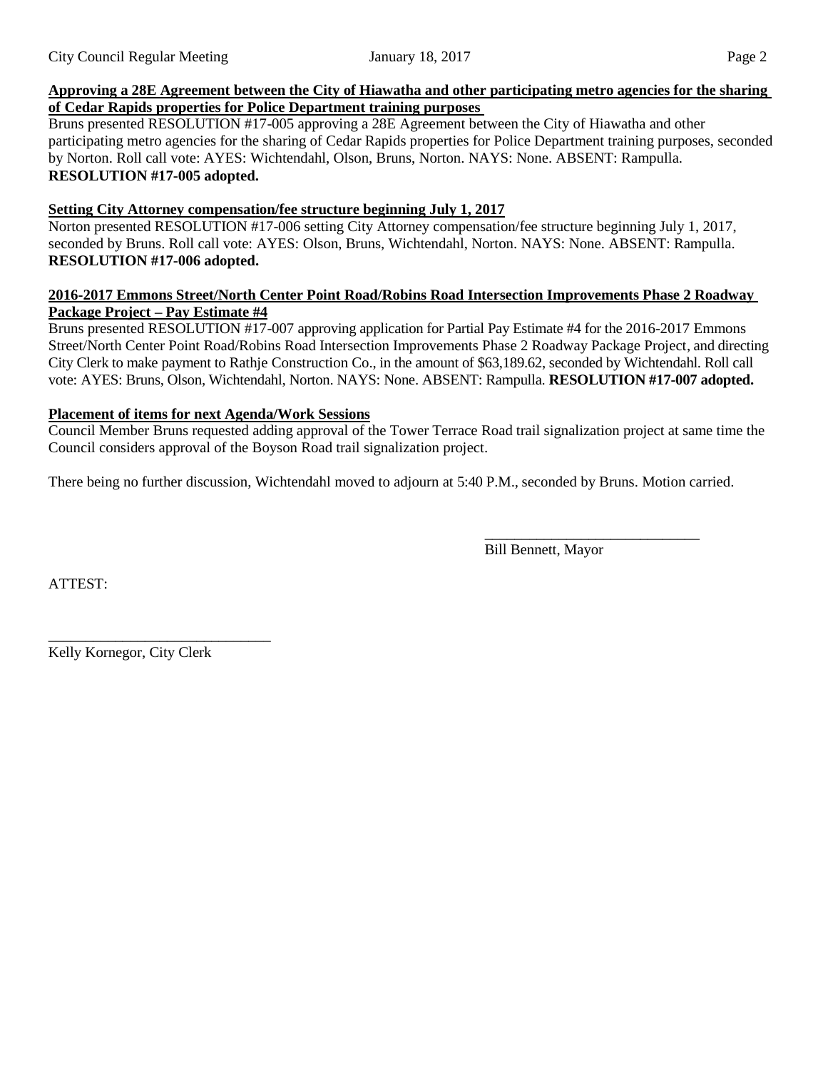**<u>Approving a 28E Agreement between the City of Hiawatha and other participating metro agencies for the sharing of Cedar Rapids properties for Police Department training purposes</u>**

Bruns presented RESOLUTION #17-005 approving a 28E Agreement between the City of Hiawatha and other participating metro agencies for the sharing of Cedar Rapids properties for Police Department training purposes, seconded by Norton. Roll call vote: AYES: Wichtendahl, Olson, Bruns, Norton. NAYS: None. ABSENT: Rampulla. **RESOLUTION #17-005 adopted.**

**<u>Setting City Attorney compensation/fee structure beginning July 1, 2017</u>**

Norton presented RESOLUTION #17-006 setting City Attorney compensation/fee structure beginning July 1, 2017, seconded by Bruns. Roll call vote: AYES: Olson, Bruns, Wichtendahl, Norton. NAYS: None. ABSENT: Rampulla. **RESOLUTION #17-006 adopted.**

**<u>2016-2017 Emmons Street/North Center Point Road/Robins Road Intersection Improvements Phase 2 Roadway Package Project – Pay Estimate #4</u>**

Bruns presented RESOLUTION #17-007 approving application for Partial Pay Estimate #4 for the 2016-2017 Emmons Street/North Center Point Road/Robins Road Intersection Improvements Phase 2 Roadway Package Project, and directing City Clerk to make payment to Rathje Construction Co., in the amount of $63,189.62, seconded by Wichtendahl. Roll call vote: AYES: Bruns, Olson, Wichtendahl, Norton. NAYS: None. ABSENT: Rampulla. **RESOLUTION #17-007 adopted.**

**<u>Placement of items for next Agenda/Work Sessions</u>**

Council Member Bruns requested adding approval of the Tower Terrace Road trail signalization project at same time the Council considers approval of the Boyson Road trail signalization project.

There being no further discussion, Wichtendahl moved to adjourn at 5:40 P.M., seconded by Bruns. Motion carried.

\_\_\_\_\_\_\_\_\_\_\_\_\_\_\_\_\_\_\_\_\_\_\_\_\_\_\_\_\_\_

Bill Bennett, Mayor

ATTEST:

\_\_\_\_\_\_\_\_\_\_\_\_\_\_\_\_\_\_\_\_\_\_\_\_\_\_\_\_\_\_

Kelly Kornegor, City Clerk